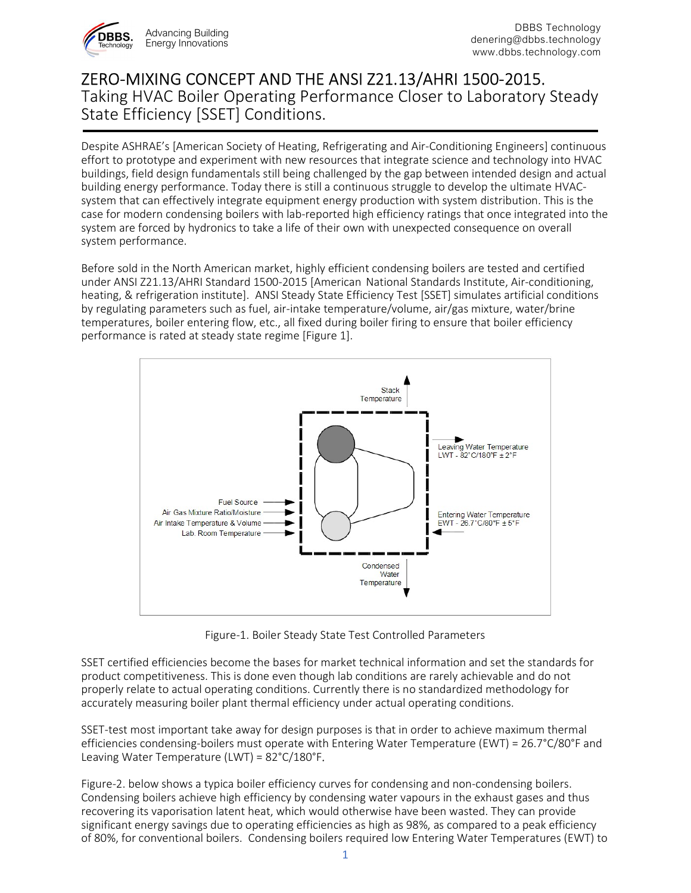# ZERO-MIXING CONCEPT AND THE ANSI Z21.13/AHRI 1500-2015.

## Taking HVAC Boiler Operating Performance Closer to Laboratory Steady State Efficiency [SSET] Conditions.

Despite ASHRAE's [American Society of Heating, Refrigerating and Air-Conditioning Engineers] continuous effort to prototype and experiment with new resources that integrate science and technology into HVAC buildings, field design fundamentals still being challenged by the gap between intended design and actual building energy performance. Today there is still a continuous struggle to develop the ultimate HVAC-system that can effectively integrate equipment energy production with system distribution. This is the case for modern condensing boilers with lab-reported high efficiency ratings that once integrated into the system are forced by hydronics to take a life of their own with unexpected consequence on overall system performance.

Before sold in the North American market, highly efficient condensing boilers are tested and certified under ANSI Z21.13/AHRI Standard 1500-2015 [American National Standards Institute, Air-conditioning, heating, & refrigeration institute]. ANSI Steady State Efficiency Test [SSET] simulates artificial conditions by regulating parameters such as fuel, air-intake temperature/volume, air/gas mixture, water/brine temperatures, boiler entering flow, etc., all fixed during boiler firing to ensure that boiler efficiency performance is rated at steady state regime [Figure 1].

Stack Temperature

Leaving Water Temperature LWT - 82°C/180°F ± 2°F

Fuel Source
Air Gas Mixture Ratio/Moisture
Air Intake Temperature & Volume
Lab. Room Temperature

Entering Water Temperature EWT - 26.7°C/80°F ± 5°F

Condensed Water Temperature

Figure-1. Boiler Steady State Test Controlled Parameters

SSET certified efficiencies become the bases for market technical information and set the standards for product competitiveness. This is done even though lab conditions are rarely achievable and do not properly relate to actual operating conditions. Currently there is no standardized methodology for accurately measuring boiler plant thermal efficiency under actual operating conditions.

SSET-test most important take away for design purposes is that in order to achieve maximum thermal efficiencies condensing-boilers must operate with Entering Water Temperature (EWT) = 26.7°C/80°F and Leaving Water Temperature (LWT) = 82°C/180°F.

Figure-2. below shows a typica boiler efficiency curves for condensing and non-condensing boilers. Condensing boilers achieve high efficiency by condensing water vapours in the exhaust gases and thus recovering its vaporisation latent heat, which would otherwise have been wasted. They can provide significant energy savings due to operating efficiencies as high as 98%, as compared to a peak efficiency of 80%, for conventional boilers. Condensing boilers required low Entering Water Temperatures (EWT) to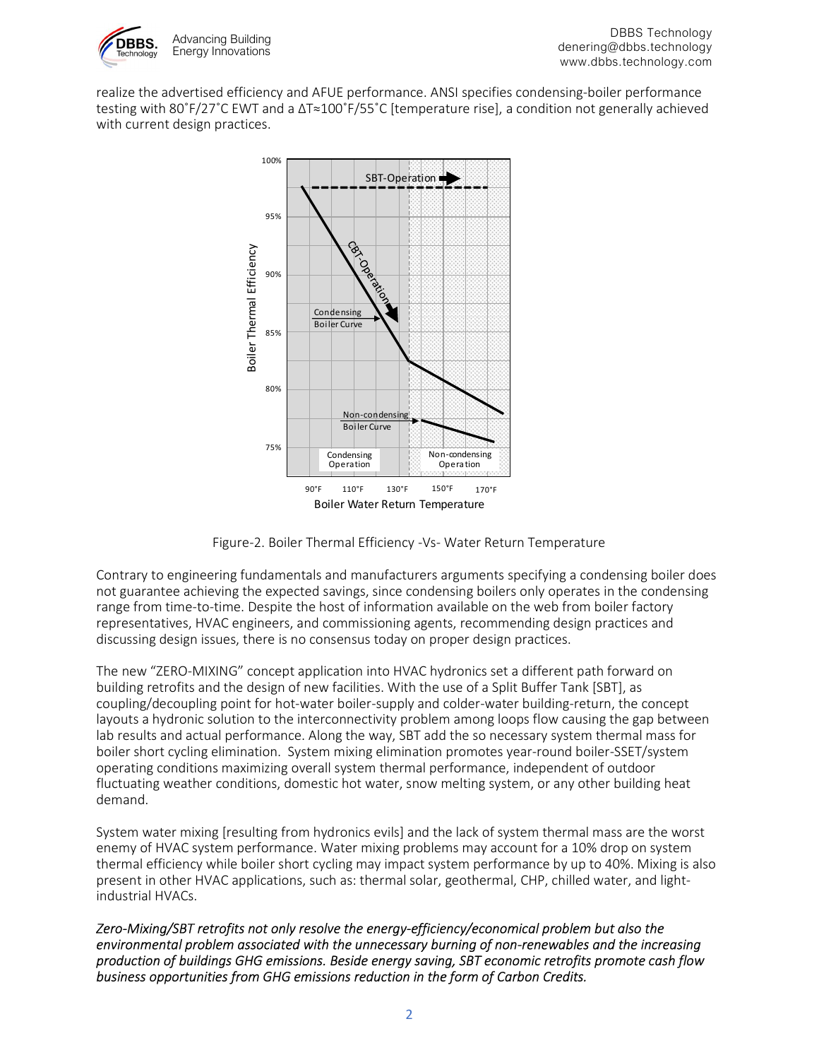realize the advertised efficiency and AFUE performance. ANSI specifies condensing-boiler performance testing with 80˚F/27˚C EWT and a ΔT≈100˚F/55˚C [temperature rise], a condition not generally achieved with current design practices.

100%
95%
90%
85%
80%
75%
Boiler Thermal Efficiency
SBT-Operation
CBT-Operation
Condensing Boiler Curve
Non-condensing Boiler Curve
Condensing Operation
Non-condensing Operation
90°F
110°F
130°F
150°F
170°F
Boiler Water Return Temperature

Figure-2. Boiler Thermal Efficiency -Vs- Water Return Temperature

Contrary to engineering fundamentals and manufacturers arguments specifying a condensing boiler does not guarantee achieving the expected savings, since condensing boilers only operates in the condensing range from time-to-time. Despite the host of information available on the web from boiler factory representatives, HVAC engineers, and commissioning agents, recommending design practices and discussing design issues, there is no consensus today on proper design practices.

The new "ZERO-MIXING" concept application into HVAC hydronics set a different path forward on building retrofits and the design of new facilities. With the use of a Split Buffer Tank [SBT], as coupling/decoupling point for hot-water boiler-supply and colder-water building-return, the concept layouts a hydronic solution to the interconnectivity problem among loops flow causing the gap between lab results and actual performance. Along the way, SBT add the so necessary system thermal mass for boiler short cycling elimination. System mixing elimination promotes year-round boiler-SSET/system operating conditions maximizing overall system thermal performance, independent of outdoor fluctuating weather conditions, domestic hot water, snow melting system, or any other building heat demand.

System water mixing [resulting from hydronics evils] and the lack of system thermal mass are the worst enemy of HVAC system performance. Water mixing problems may account for a 10% drop on system thermal efficiency while boiler short cycling may impact system performance by up to 40%. Mixing is also present in other HVAC applications, such as: thermal solar, geothermal, CHP, chilled water, and light-industrial HVACs.

*Zero-Mixing/SBT retrofits not only resolve the energy-efficiency/economical problem but also the environmental problem associated with the unnecessary burning of non-renewables and the increasing production of buildings GHG emissions. Beside energy saving, SBT economic retrofits promote cash flow business opportunities from GHG emissions reduction in the form of Carbon Credits.*